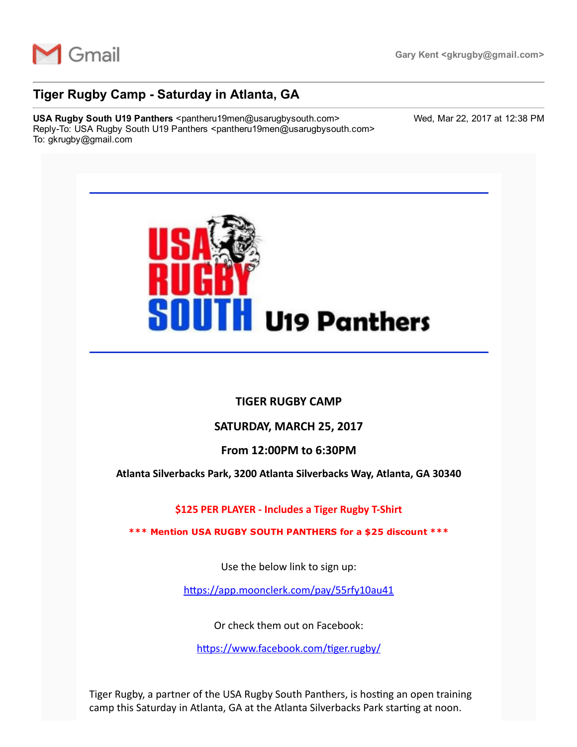Gmail

Gary Kent <gkrugby@gmail.com>

# Tiger Rugby Camp - Saturday in Atlanta, GA

**USA Rugby South U19 Panthers** <pantheru19men@usarugbysouth.com>
Reply-To: USA Rugby South U19 Panthers <pantheru19men@usarugbysouth.com>
To: gkrugby@gmail.com

Wed, Mar 22, 2017 at 12:38 PM

USA RUGBY SOUTH U19 Panthers

**TIGER RUGBY CAMP**

**SATURDAY, MARCH 25, 2017**

**From 12:00PM to 6:30PM**

**Atlanta Silverbacks Park, 3200 Atlanta Silverbacks Way, Atlanta, GA 30340**

**$125 PER PLAYER - Includes a Tiger Rugby T-Shirt**

**\*\*\* Mention USA RUGBY SOUTH PANTHERS for a $25 discount \*\*\***

Use the below link to sign up:

https://app.moonclerk.com/pay/55rfy10au41

Or check them out on Facebook:

https://www.facebook.com/tiger.rugby/

Tiger Rugby, a partner of the USA Rugby South Panthers, is hosting an open training camp this Saturday in Atlanta, GA at the Atlanta Silverbacks Park starting at noon.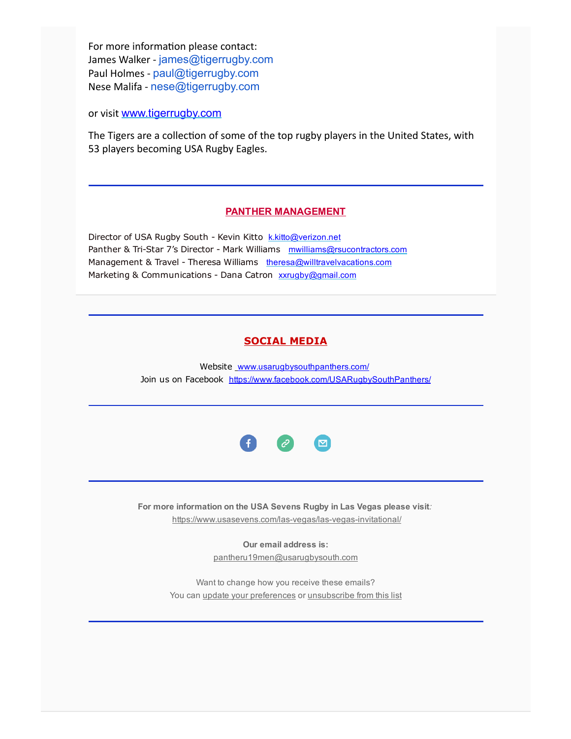For more information please contact:
James Walker - james@tigerrugby.com
Paul Holmes - paul@tigerrugby.com
Nese Malifa - nese@tigerrugby.com

or visit www.tigerrugby.com

The Tigers are a collection of some of the top rugby players in the United States, with 53 players becoming USA Rugby Eagles.

---

## PANTHER MANAGEMENT

Director of USA Rugby South - Kevin Kitto  k.kitto@verizon.net
Panther & Tri-Star 7's Director - Mark Williams  mwilliams@rsucontractors.com
Management & Travel - Theresa Williams  theresa@willtravelvacations.com
Marketing & Communications - Dana Catron  xxrugby@gmail.com

---

## SOCIAL MEDIA

Website www.usarugbysouthpanthers.com/
Join us on Facebook https://www.facebook.com/USARugbySouthPanthers/

---

**For more information on the USA Sevens Rugby in Las Vegas please visit:**
https://www.usasevens.com/las-vegas/las-vegas-invitational/

**Our email address is:**
pantheru19men@usarugbysouth.com

Want to change how you receive these emails?
You can update your preferences or unsubscribe from this list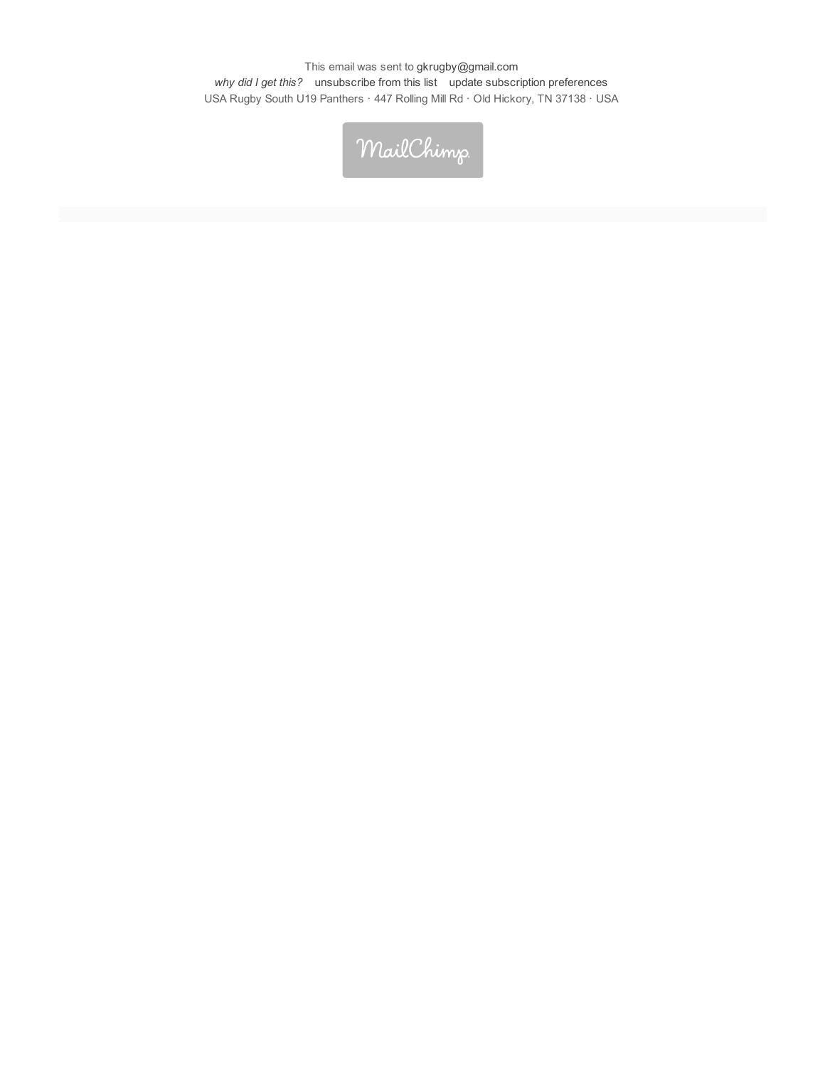This email was sent to gkrugby@gmail.com

*why did I get this?* unsubscribe from this list update subscription preferences

USA Rugby South U19 Panthers · 447 Rolling Mill Rd · Old Hickory, TN 37138 · USA

MailChimp